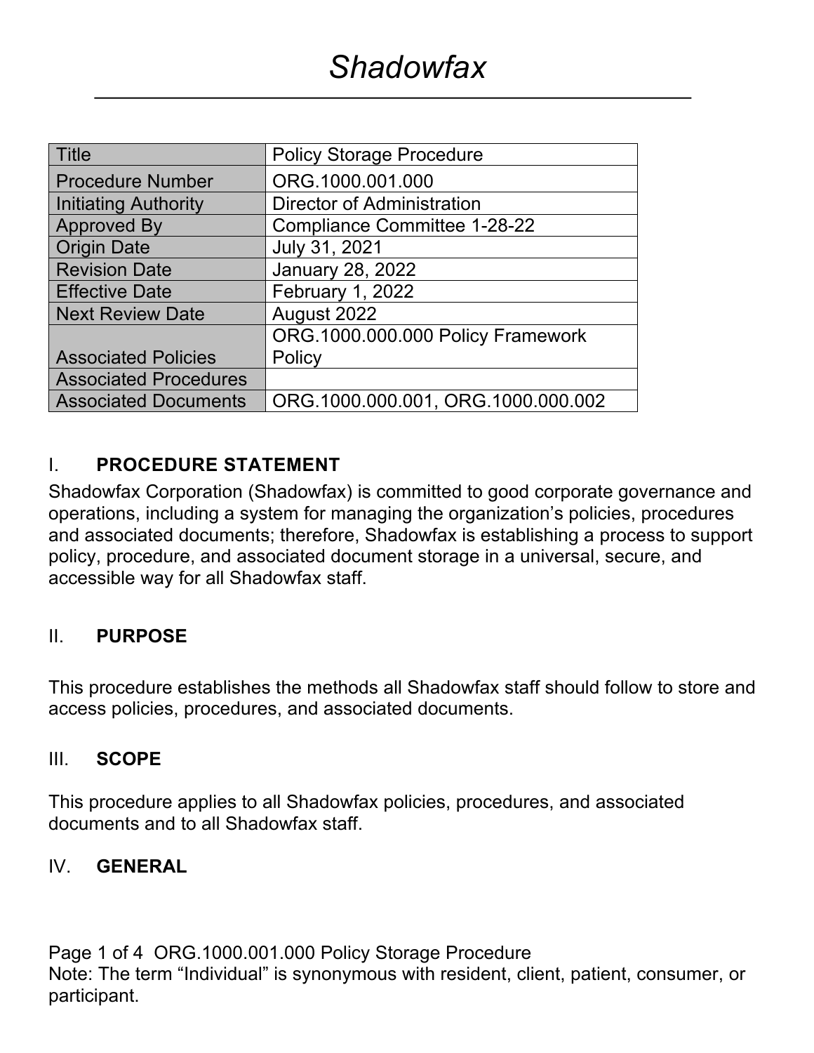# *Shadowfax*

| Title | Policy Storage Procedure |
|---|---|
| Procedure Number | ORG.1000.001.000 |
| Initiating Authority | Director of Administration |
| Approved By | Compliance Committee 1-28-22 |
| Origin Date | July 31, 2021 |
| Revision Date | January 28, 2022 |
| Effective Date | February 1, 2022 |
| Next Review Date | August 2022 |
| Associated Policies | ORG.1000.000.000 Policy Framework Policy |
| Associated Procedures | |
| Associated Documents | ORG.1000.000.001, ORG.1000.000.002 |

## I. PROCEDURE STATEMENT

Shadowfax Corporation (Shadowfax) is committed to good corporate governance and operations, including a system for managing the organization's policies, procedures and associated documents; therefore, Shadowfax is establishing a process to support policy, procedure, and associated document storage in a universal, secure, and accessible way for all Shadowfax staff.

## II. PURPOSE

This procedure establishes the methods all Shadowfax staff should follow to store and access policies, procedures, and associated documents.

## III. SCOPE

This procedure applies to all Shadowfax policies, procedures, and associated documents and to all Shadowfax staff.

## IV. GENERAL

Note: The term "Individual" is synonymous with resident, client, patient, consumer, or participant.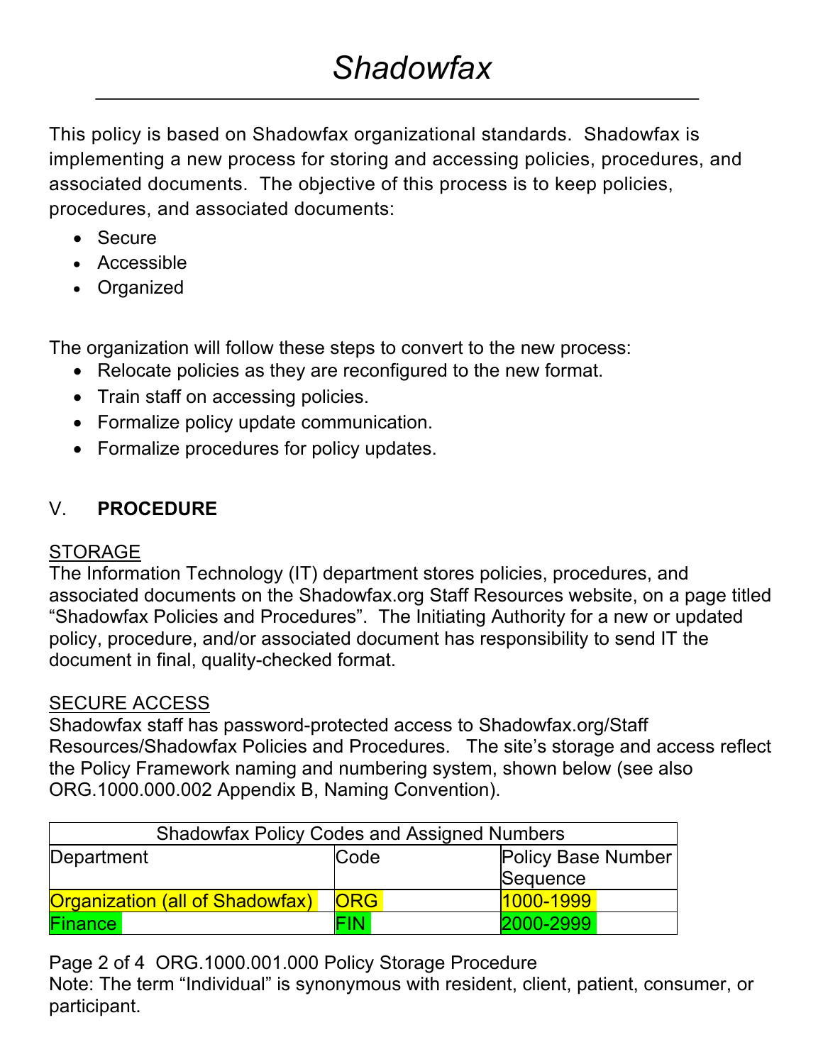This policy is based on Shadowfax organizational standards. Shadowfax is implementing a new process for storing and accessing policies, procedures, and associated documents. The objective of this process is to keep policies, procedures, and associated documents:

- Secure
- Accessible
- Organized

The organization will follow these steps to convert to the new process:

- Relocate policies as they are reconfigured to the new format.
- Train staff on accessing policies.
- Formalize policy update communication.
- Formalize procedures for policy updates.

## V. **PROCEDURE**

<u>STORAGE</u>

The Information Technology (IT) department stores policies, procedures, and associated documents on the Shadowfax.org Staff Resources website, on a page titled “Shadowfax Policies and Procedures”. The Initiating Authority for a new or updated policy, procedure, and/or associated document has responsibility to send IT the document in final, quality-checked format.

<u>SECURE ACCESS</u>

Shadowfax staff has password-protected access to Shadowfax.org/Staff Resources/Shadowfax Policies and Procedures. The site’s storage and access reflect the Policy Framework naming and numbering system, shown below (see also ORG.1000.000.002 Appendix B, Naming Convention).

| Shadowfax Policy Codes and Assigned Numbers | | |
|---|---|---|
| Department | Code | Policy Base Number Sequence |
| Organization (all of Shadowfax) | ORG | 1000-1999 |
| Finance | FIN | 2000-2999 |

Note: The term “Individual” is synonymous with resident, client, patient, consumer, or participant.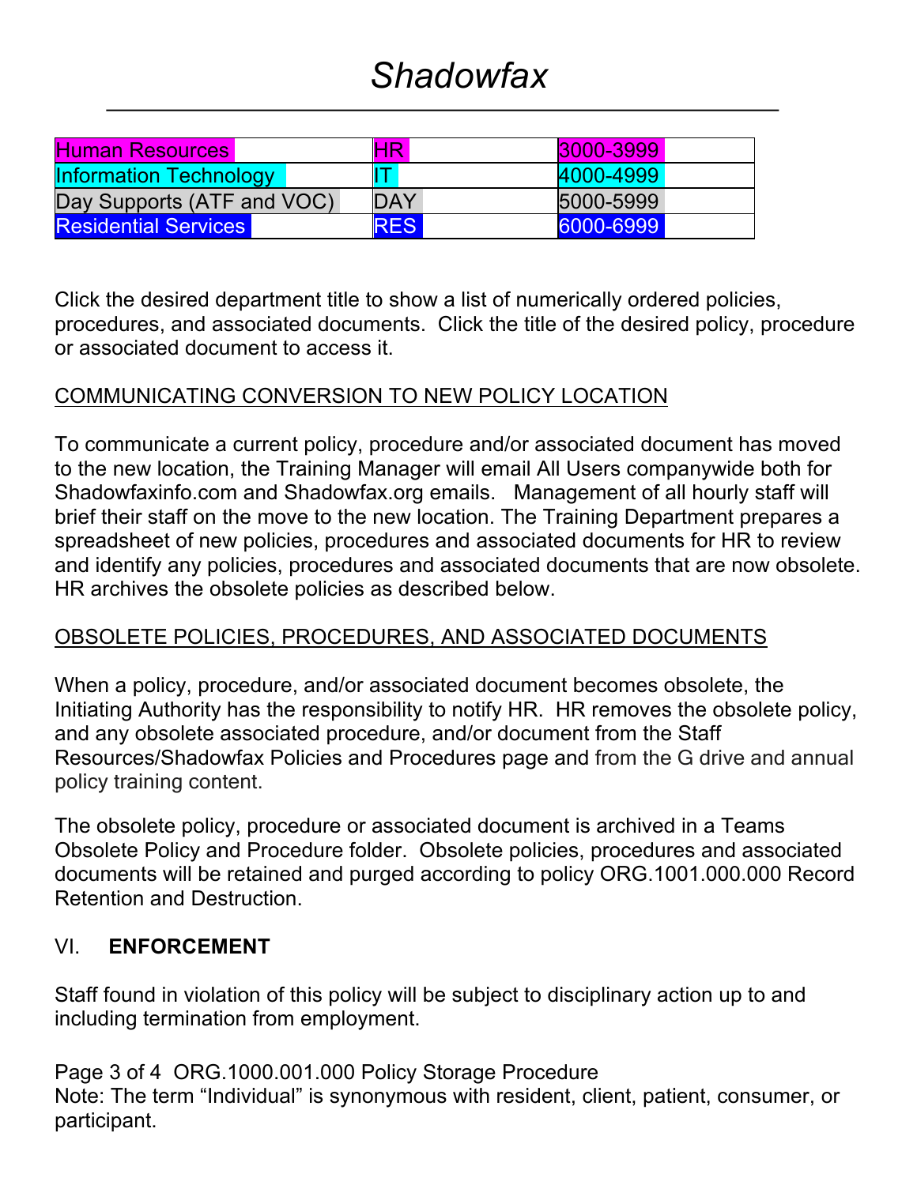| Human Resources | HR | 3000-3999 |
| --- | --- | --- |
| Information Technology | IT | 4000-4999 |
| Day Supports (ATF and VOC) | DAY | 5000-5999 |
| Residential Services | RES | 6000-6999 |

Click the desired department title to show a list of numerically ordered policies, procedures, and associated documents. Click the title of the desired policy, procedure or associated document to access it.

COMMUNICATING CONVERSION TO NEW POLICY LOCATION

To communicate a current policy, procedure and/or associated document has moved to the new location, the Training Manager will email All Users companywide both for Shadowfaxinfo.com and Shadowfax.org emails. Management of all hourly staff will brief their staff on the move to the new location. The Training Department prepares a spreadsheet of new policies, procedures and associated documents for HR to review and identify any policies, procedures and associated documents that are now obsolete. HR archives the obsolete policies as described below.

OBSOLETE POLICIES, PROCEDURES, AND ASSOCIATED DOCUMENTS

When a policy, procedure, and/or associated document becomes obsolete, the Initiating Authority has the responsibility to notify HR. HR removes the obsolete policy, and any obsolete associated procedure, and/or document from the Staff Resources/Shadowfax Policies and Procedures page and from the G drive and annual policy training content.

The obsolete policy, procedure or associated document is archived in a Teams Obsolete Policy and Procedure folder. Obsolete policies, procedures and associated documents will be retained and purged according to policy ORG.1001.000.000 Record Retention and Destruction.

## VI. **ENFORCEMENT**

Staff found in violation of this policy will be subject to disciplinary action up to and including termination from employment.

Note: The term "Individual" is synonymous with resident, client, patient, consumer, or participant.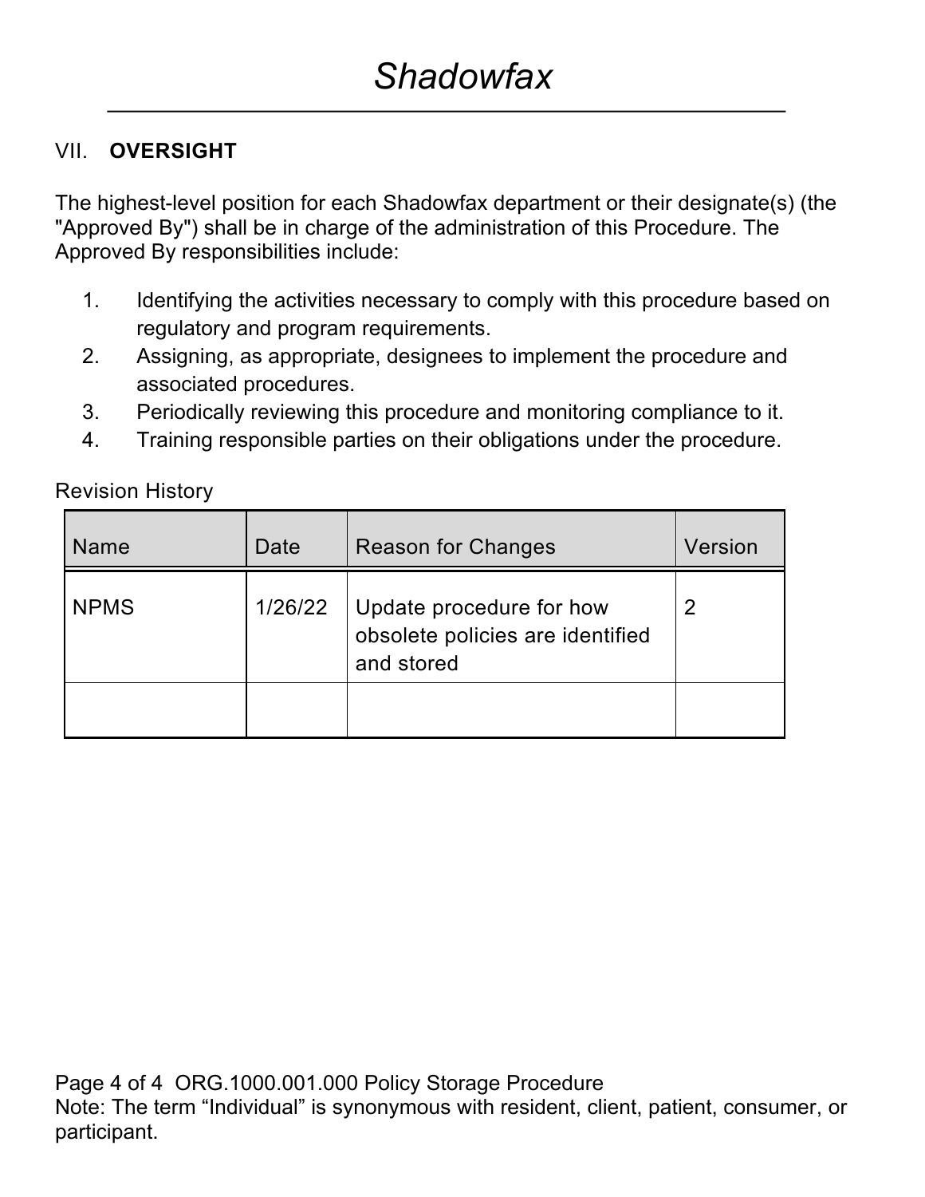## VII. **OVERSIGHT**

The highest-level position for each Shadowfax department or their designate(s) (the "Approved By") shall be in charge of the administration of this Procedure. The Approved By responsibilities include:

1. Identifying the activities necessary to comply with this procedure based on regulatory and program requirements.
2. Assigning, as appropriate, designees to implement the procedure and associated procedures.
3. Periodically reviewing this procedure and monitoring compliance to it.
4. Training responsible parties on their obligations under the procedure.

Revision History

| Name | Date | Reason for Changes | Version |
| --- | --- | --- | --- |
| NPMS | 1/26/22 | Update procedure for how obsolete policies are identified and stored | 2 |
| | | | |

Note: The term "Individual" is synonymous with resident, client, patient, consumer, or participant.